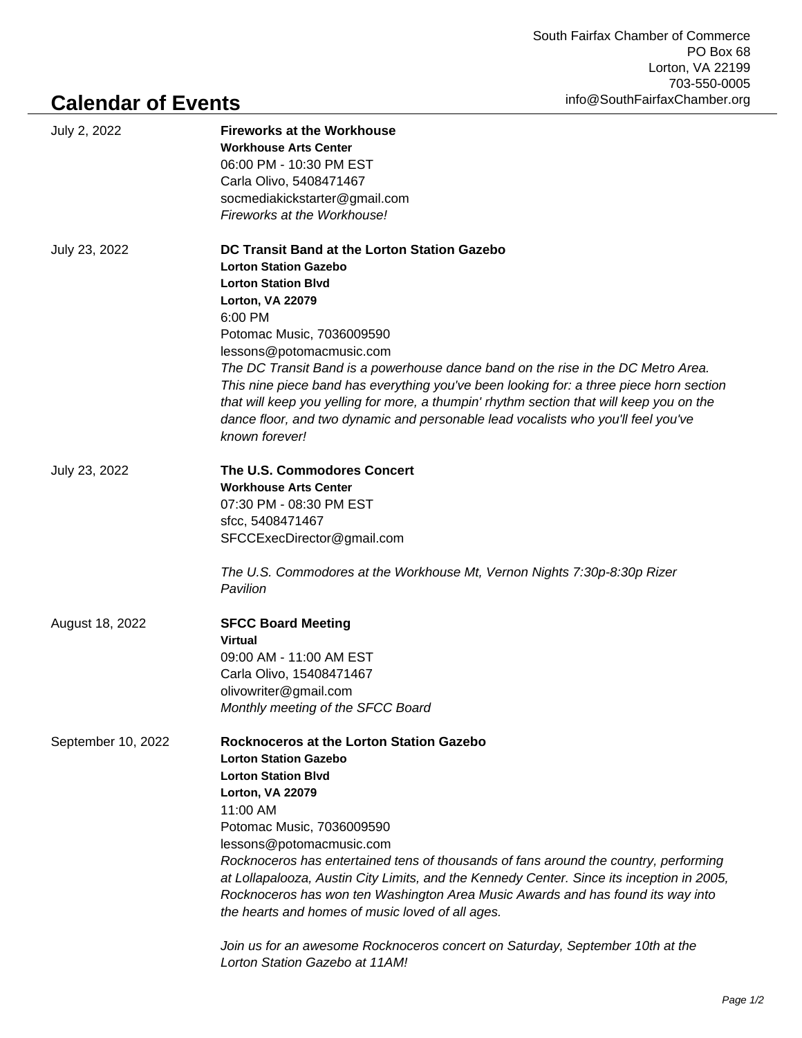South Fairfax Chamber of Commerce
PO Box 68
Lorton, VA 22199
703-550-0005
info@SouthFairfaxChamber.org

# Calendar of Events

---

July 2, 2022

**Fireworks at the Workhouse**
**Workhouse Arts Center**
06:00 PM - 10:30 PM EST
Carla Olivo, 5408471467
socmediakickstarter@gmail.com
*Fireworks at the Workhouse!*

July 23, 2022

**DC Transit Band at the Lorton Station Gazebo**
**Lorton Station Gazebo**
**Lorton Station Blvd**
**Lorton, VA 22079**
6:00 PM
Potomac Music, 7036009590
lessons@potomacmusic.com
*The DC Transit Band is a powerhouse dance band on the rise in the DC Metro Area. This nine piece band has everything you've been looking for: a three piece horn section that will keep you yelling for more, a thumpin' rhythm section that will keep you on the dance floor, and two dynamic and personable lead vocalists who you'll feel you've known forever!*

July 23, 2022

**The U.S. Commodores Concert**
**Workhouse Arts Center**
07:30 PM - 08:30 PM EST
sfcc, 5408471467
SFCCExecDirector@gmail.com

*The U.S. Commodores at the Workhouse Mt, Vernon Nights 7:30p-8:30p Rizer Pavilion*

August 18, 2022

**SFCC Board Meeting**
**Virtual**
09:00 AM - 11:00 AM EST
Carla Olivo, 15408471467
olivowriter@gmail.com
*Monthly meeting of the SFCC Board*

September 10, 2022

**Rocknoceros at the Lorton Station Gazebo**
**Lorton Station Gazebo**
**Lorton Station Blvd**
**Lorton, VA 22079**
11:00 AM
Potomac Music, 7036009590
lessons@potomacmusic.com
*Rocknoceros has entertained tens of thousands of fans around the country, performing at Lollapalooza, Austin City Limits, and the Kennedy Center. Since its inception in 2005, Rocknoceros has won ten Washington Area Music Awards and has found its way into the hearts and homes of music loved of all ages.*

*Join us for an awesome Rocknoceros concert on Saturday, September 10th at the Lorton Station Gazebo at 11AM!*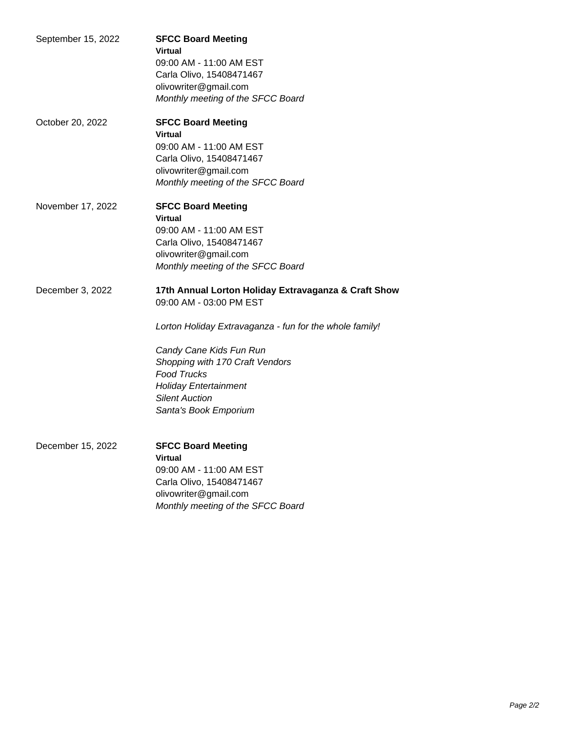September 15, 2022

**SFCC Board Meeting**
**Virtual**
09:00 AM - 11:00 AM EST
Carla Olivo, 15408471467
olivowriter@gmail.com
*Monthly meeting of the SFCC Board*

October 20, 2022

**SFCC Board Meeting**
**Virtual**
09:00 AM - 11:00 AM EST
Carla Olivo, 15408471467
olivowriter@gmail.com
*Monthly meeting of the SFCC Board*

November 17, 2022

**SFCC Board Meeting**
**Virtual**
09:00 AM - 11:00 AM EST
Carla Olivo, 15408471467
olivowriter@gmail.com
*Monthly meeting of the SFCC Board*

December 3, 2022

**17th Annual Lorton Holiday Extravaganza & Craft Show**
09:00 AM - 03:00 PM EST

*Lorton Holiday Extravaganza - fun for the whole family!*

*Candy Cane Kids Fun Run*
*Shopping with 170 Craft Vendors*
*Food Trucks*
*Holiday Entertainment*
*Silent Auction*
*Santa's Book Emporium*

December 15, 2022

**SFCC Board Meeting**
**Virtual**
09:00 AM - 11:00 AM EST
Carla Olivo, 15408471467
olivowriter@gmail.com
*Monthly meeting of the SFCC Board*